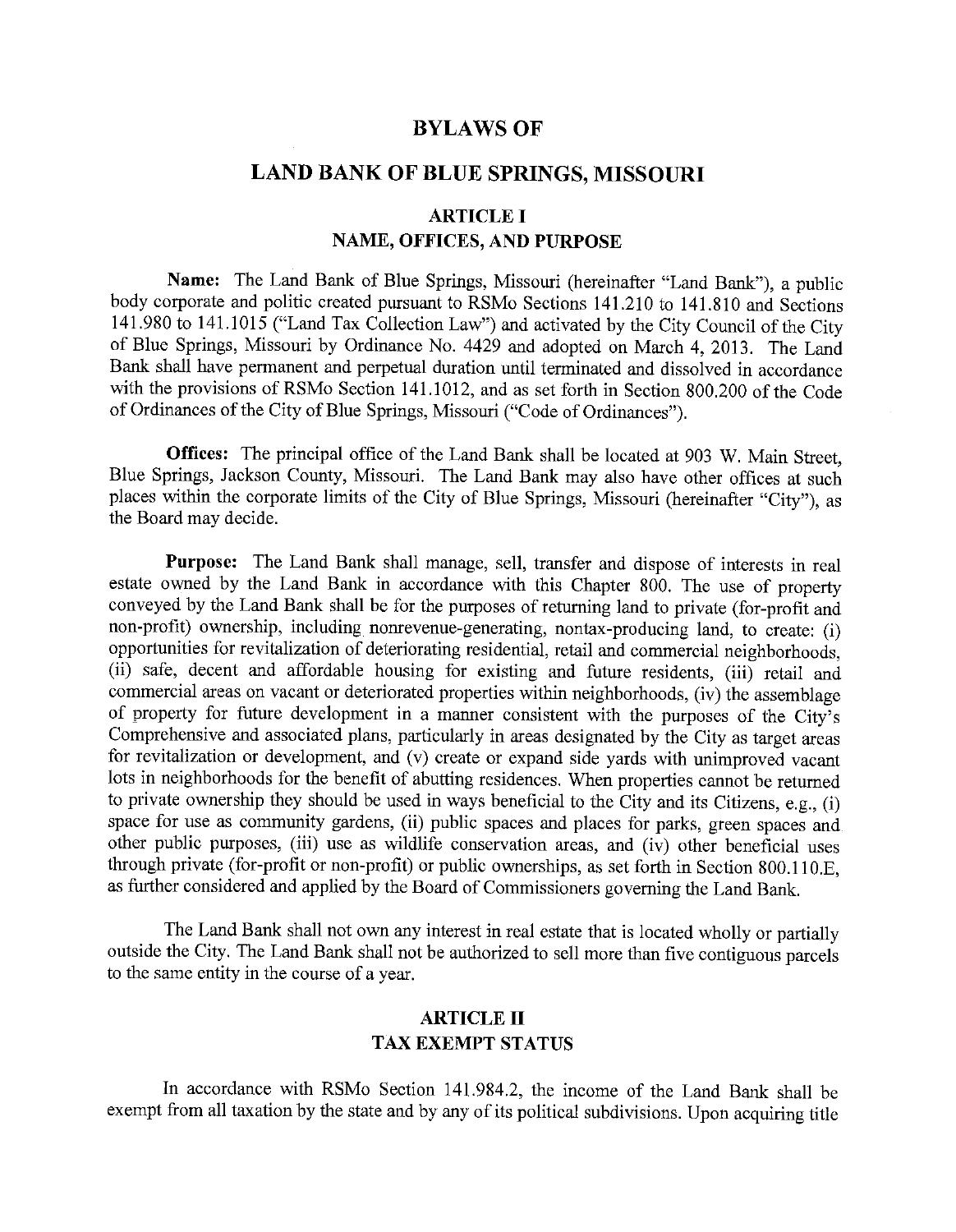# BYLAWS OF

# LAND BANK OF BLUE SPRINGS, MISSOURI

## ARTICLE I
## NAME, OFFICES, AND PURPOSE

**Name:** The Land Bank of Blue Springs, Missouri (hereinafter "Land Bank"), a public body corporate and politic created pursuant to RSMo Sections 141.210 to 141.810 and Sections 141.980 to 141.1015 ("Land Tax Collection Law") and activated by the City Council of the City of Blue Springs, Missouri by Ordinance No. 4429 and adopted on March 4, 2013. The Land Bank shall have permanent and perpetual duration until terminated and dissolved in accordance with the provisions of RSMo Section 141.1012, and as set forth in Section 800.200 of the Code of Ordinances of the City of Blue Springs, Missouri ("Code of Ordinances").

**Offices:** The principal office of the Land Bank shall be located at 903 W. Main Street, Blue Springs, Jackson County, Missouri. The Land Bank may also have other offices at such places within the corporate limits of the City of Blue Springs, Missouri (hereinafter "City"), as the Board may decide.

**Purpose:** The Land Bank shall manage, sell, transfer and dispose of interests in real estate owned by the Land Bank in accordance with this Chapter 800. The use of property conveyed by the Land Bank shall be for the purposes of returning land to private (for-profit and non-profit) ownership, including nonrevenue-generating, nontax-producing land, to create: (i) opportunities for revitalization of deteriorating residential, retail and commercial neighborhoods, (ii) safe, decent and affordable housing for existing and future residents, (iii) retail and commercial areas on vacant or deteriorated properties within neighborhoods, (iv) the assemblage of property for future development in a manner consistent with the purposes of the City's Comprehensive and associated plans, particularly in areas designated by the City as target areas for revitalization or development, and (v) create or expand side yards with unimproved vacant lots in neighborhoods for the benefit of abutting residences. When properties cannot be returned to private ownership they should be used in ways beneficial to the City and its Citizens, e.g., (i) space for use as community gardens, (ii) public spaces and places for parks, green spaces and other public purposes, (iii) use as wildlife conservation areas, and (iv) other beneficial uses through private (for-profit or non-profit) or public ownerships, as set forth in Section 800.110.E, as further considered and applied by the Board of Commissioners governing the Land Bank.

The Land Bank shall not own any interest in real estate that is located wholly or partially outside the City. The Land Bank shall not be authorized to sell more than five contiguous parcels to the same entity in the course of a year.

## ARTICLE II
## TAX EXEMPT STATUS

In accordance with RSMo Section 141.984.2, the income of the Land Bank shall be exempt from all taxation by the state and by any of its political subdivisions. Upon acquiring title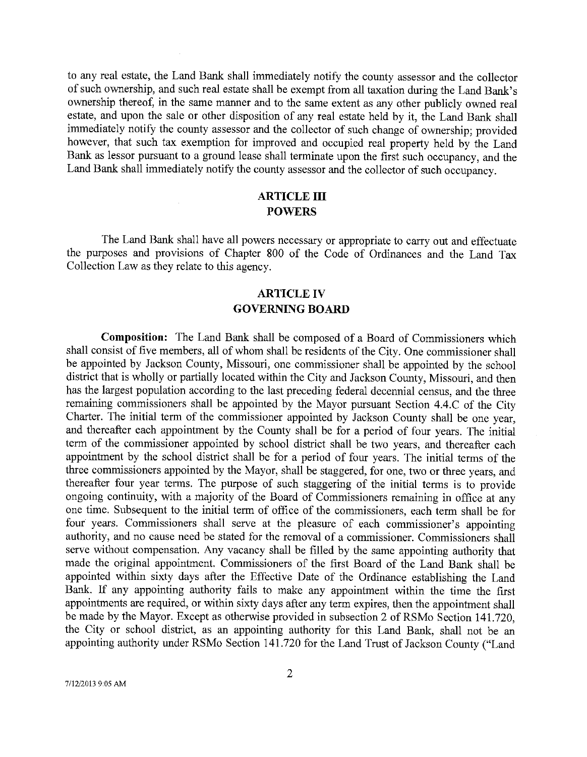to any real estate, the Land Bank shall immediately notify the county assessor and the collector of such ownership, and such real estate shall be exempt from all taxation during the Land Bank's ownership thereof, in the same manner and to the same extent as any other publicly owned real estate, and upon the sale or other disposition of any real estate held by it, the Land Bank shall immediately notify the county assessor and the collector of such change of ownership; provided however, that such tax exemption for improved and occupied real property held by the Land Bank as lessor pursuant to a ground lease shall terminate upon the first such occupancy, and the Land Bank shall immediately notify the county assessor and the collector of such occupancy.

## ARTICLE III
## POWERS

The Land Bank shall have all powers necessary or appropriate to carry out and effectuate the purposes and provisions of Chapter 800 of the Code of Ordinances and the Land Tax Collection Law as they relate to this agency.

## ARTICLE IV
## GOVERNING BOARD

**Composition:** The Land Bank shall be composed of a Board of Commissioners which shall consist of five members, all of whom shall be residents of the City. One commissioner shall be appointed by Jackson County, Missouri, one commissioner shall be appointed by the school district that is wholly or partially located within the City and Jackson County, Missouri, and then has the largest population according to the last preceding federal decennial census, and the three remaining commissioners shall be appointed by the Mayor pursuant Section 4.4.C of the City Charter. The initial term of the commissioner appointed by Jackson County shall be one year, and thereafter each appointment by the County shall be for a period of four years. The initial term of the commissioner appointed by school district shall be two years, and thereafter each appointment by the school district shall be for a period of four years. The initial terms of the three commissioners appointed by the Mayor, shall be staggered, for one, two or three years, and thereafter four year terms. The purpose of such staggering of the initial terms is to provide ongoing continuity, with a majority of the Board of Commissioners remaining in office at any one time. Subsequent to the initial term of office of the commissioners, each term shall be for four years. Commissioners shall serve at the pleasure of each commissioner's appointing authority, and no cause need be stated for the removal of a commissioner. Commissioners shall serve without compensation. Any vacancy shall be filled by the same appointing authority that made the original appointment. Commissioners of the first Board of the Land Bank shall be appointed within sixty days after the Effective Date of the Ordinance establishing the Land Bank. If any appointing authority fails to make any appointment within the time the first appointments are required, or within sixty days after any term expires, then the appointment shall be made by the Mayor. Except as otherwise provided in subsection 2 of RSMo Section 141.720, the City or school district, as an appointing authority for this Land Bank, shall not be an appointing authority under RSMo Section 141.720 for the Land Trust of Jackson County ("Land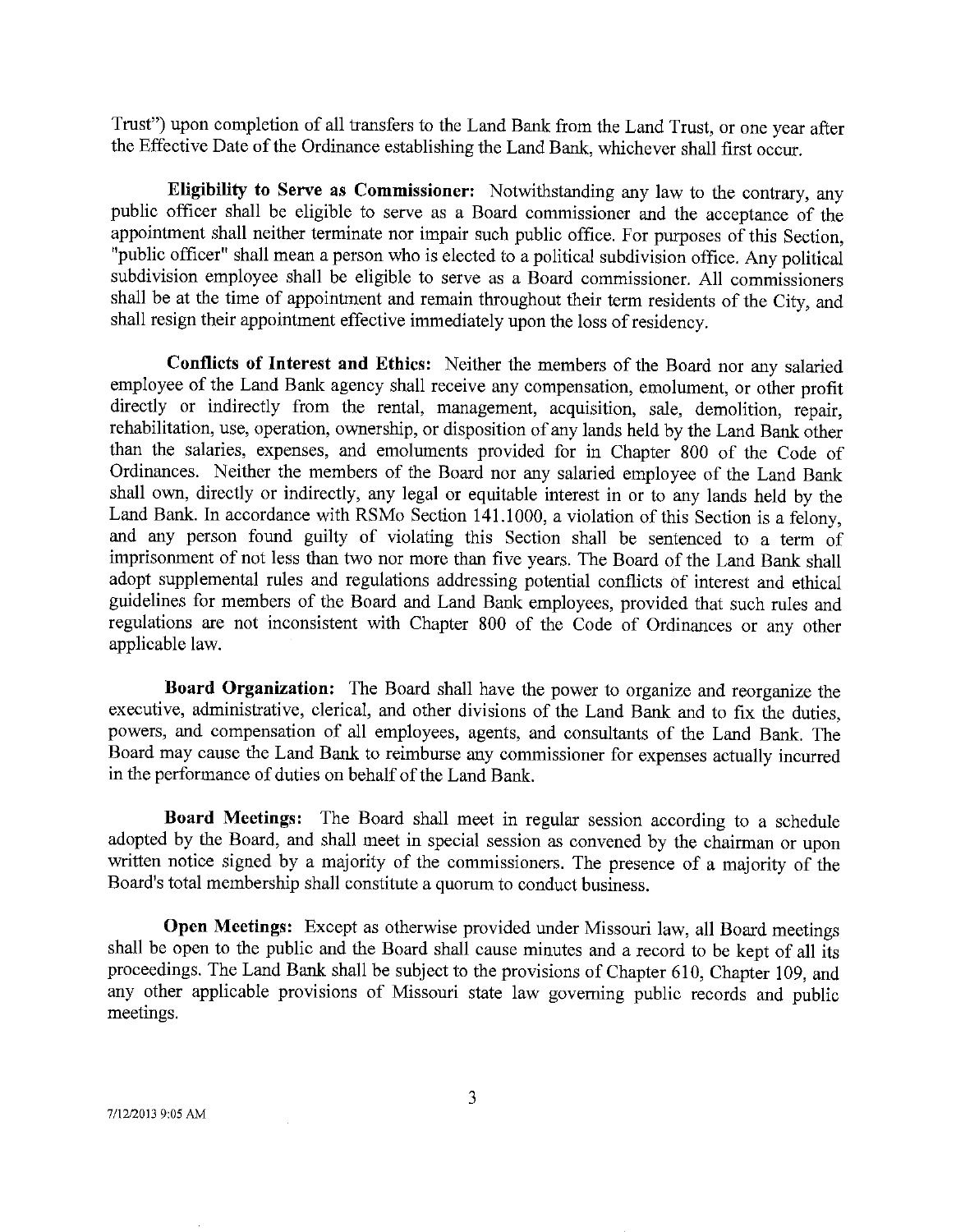Trust") upon completion of all transfers to the Land Bank from the Land Trust, or one year after the Effective Date of the Ordinance establishing the Land Bank, whichever shall first occur.

**Eligibility to Serve as Commissioner:** Notwithstanding any law to the contrary, any public officer shall be eligible to serve as a Board commissioner and the acceptance of the appointment shall neither terminate nor impair such public office. For purposes of this Section, "public officer" shall mean a person who is elected to a political subdivision office. Any political subdivision employee shall be eligible to serve as a Board commissioner. All commissioners shall be at the time of appointment and remain throughout their term residents of the City, and shall resign their appointment effective immediately upon the loss of residency.

**Conflicts of Interest and Ethics:** Neither the members of the Board nor any salaried employee of the Land Bank agency shall receive any compensation, emolument, or other profit directly or indirectly from the rental, management, acquisition, sale, demolition, repair, rehabilitation, use, operation, ownership, or disposition of any lands held by the Land Bank other than the salaries, expenses, and emoluments provided for in Chapter 800 of the Code of Ordinances. Neither the members of the Board nor any salaried employee of the Land Bank shall own, directly or indirectly, any legal or equitable interest in or to any lands held by the Land Bank. In accordance with RSMo Section 141.1000, a violation of this Section is a felony, and any person found guilty of violating this Section shall be sentenced to a term of imprisonment of not less than two nor more than five years. The Board of the Land Bank shall adopt supplemental rules and regulations addressing potential conflicts of interest and ethical guidelines for members of the Board and Land Bank employees, provided that such rules and regulations are not inconsistent with Chapter 800 of the Code of Ordinances or any other applicable law.

**Board Organization:** The Board shall have the power to organize and reorganize the executive, administrative, clerical, and other divisions of the Land Bank and to fix the duties, powers, and compensation of all employees, agents, and consultants of the Land Bank. The Board may cause the Land Bank to reimburse any commissioner for expenses actually incurred in the performance of duties on behalf of the Land Bank.

**Board Meetings:** The Board shall meet in regular session according to a schedule adopted by the Board, and shall meet in special session as convened by the chairman or upon written notice signed by a majority of the commissioners. The presence of a majority of the Board's total membership shall constitute a quorum to conduct business.

**Open Meetings:** Except as otherwise provided under Missouri law, all Board meetings shall be open to the public and the Board shall cause minutes and a record to be kept of all its proceedings. The Land Bank shall be subject to the provisions of Chapter 610, Chapter 109, and any other applicable provisions of Missouri state law governing public records and public meetings.

7/12/2013 9:05 AM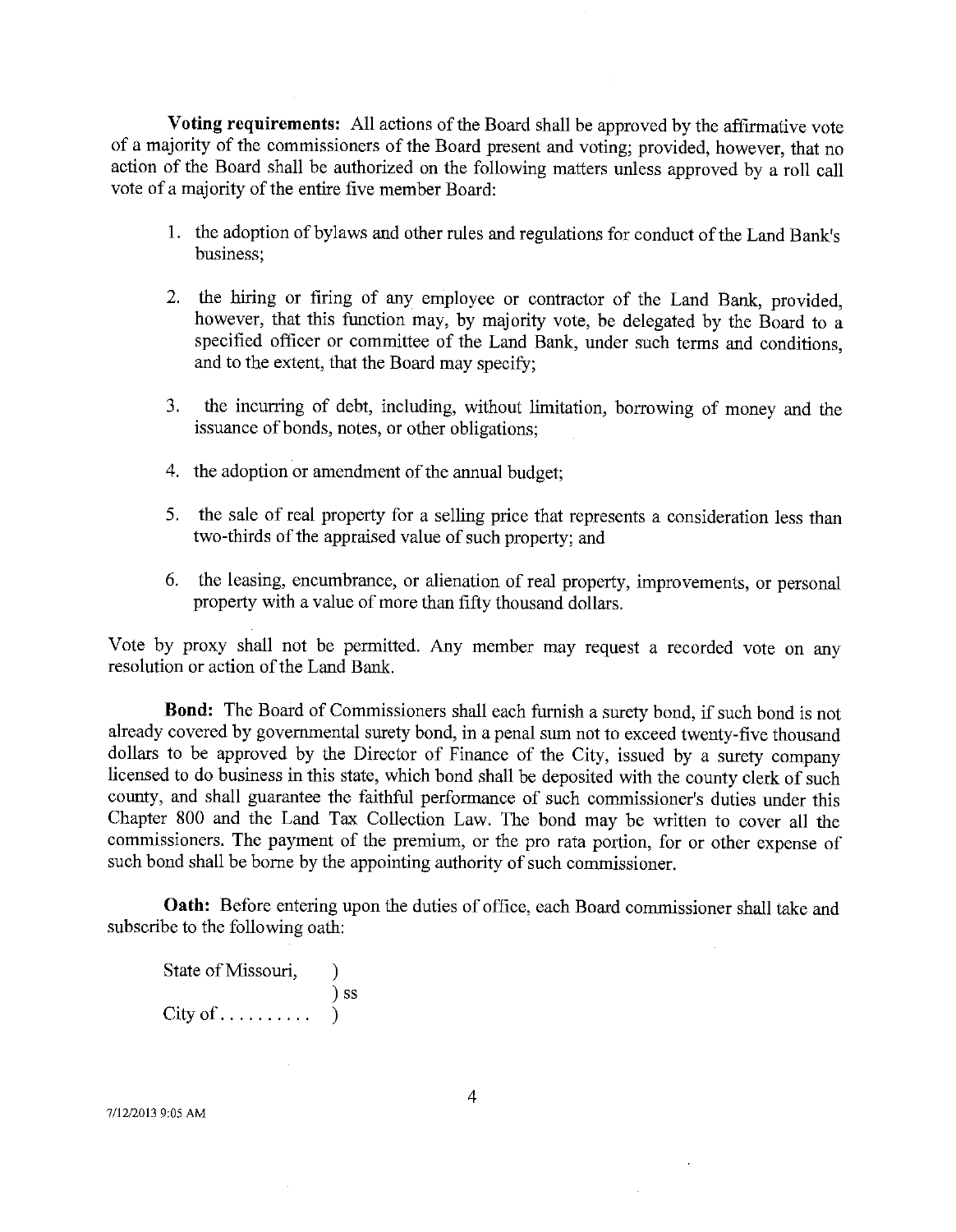**Voting requirements:** All actions of the Board shall be approved by the affirmative vote of a majority of the commissioners of the Board present and voting; provided, however, that no action of the Board shall be authorized on the following matters unless approved by a roll call vote of a majority of the entire five member Board:

1. the adoption of bylaws and other rules and regulations for conduct of the Land Bank's business;

2. the hiring or firing of any employee or contractor of the Land Bank, provided, however, that this function may, by majority vote, be delegated by the Board to a specified officer or committee of the Land Bank, under such terms and conditions, and to the extent, that the Board may specify;

3. the incurring of debt, including, without limitation, borrowing of money and the issuance of bonds, notes, or other obligations;

4. the adoption or amendment of the annual budget;

5. the sale of real property for a selling price that represents a consideration less than two-thirds of the appraised value of such property; and

6. the leasing, encumbrance, or alienation of real property, improvements, or personal property with a value of more than fifty thousand dollars.

Vote by proxy shall not be permitted. Any member may request a recorded vote on any resolution or action of the Land Bank.

**Bond:** The Board of Commissioners shall each furnish a surety bond, if such bond is not already covered by governmental surety bond, in a penal sum not to exceed twenty-five thousand dollars to be approved by the Director of Finance of the City, issued by a surety company licensed to do business in this state, which bond shall be deposited with the county clerk of such county, and shall guarantee the faithful performance of such commissioner's duties under this Chapter 800 and the Land Tax Collection Law. The bond may be written to cover all the commissioners. The payment of the premium, or the pro rata portion, for or other expense of such bond shall be borne by the appointing authority of such commissioner.

**Oath:** Before entering upon the duties of office, each Board commissioner shall take and subscribe to the following oath:

State of Missouri, )
) ss
City of . . . . . . . . . . )

7/12/2013 9:05 AM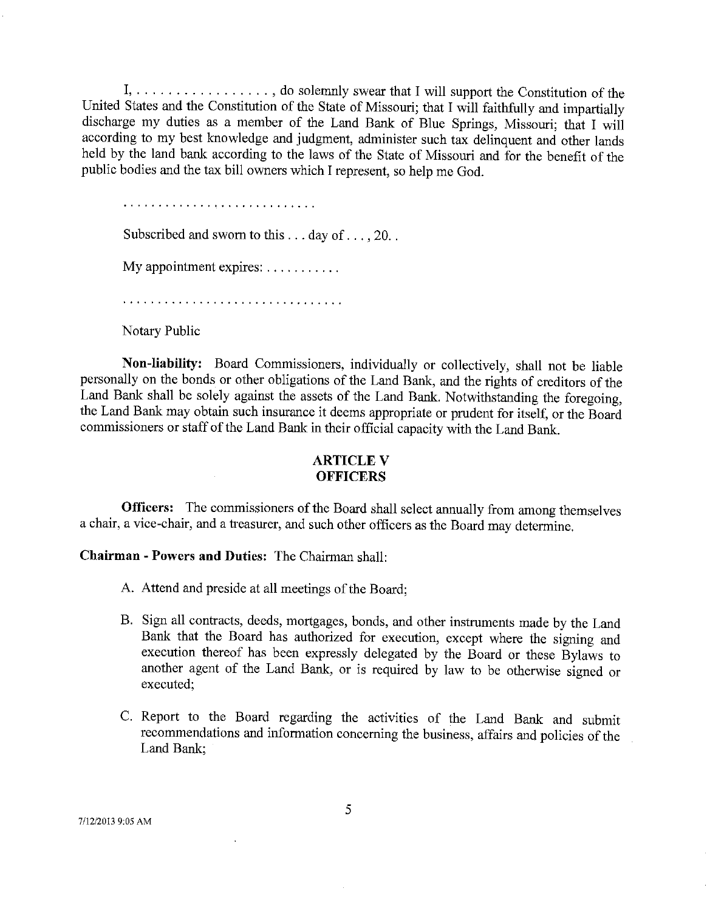I, . . . . . . . . . . . . . . . . . , do solemnly swear that I will support the Constitution of the United States and the Constitution of the State of Missouri; that I will faithfully and impartially discharge my duties as a member of the Land Bank of Blue Springs, Missouri; that I will according to my best knowledge and judgment, administer such tax delinquent and other lands held by the land bank according to the laws of the State of Missouri and for the benefit of the public bodies and the tax bill owners which I represent, so help me God.

. . . . . . . . . . . . . . . . . . . . . . . . . . .

Subscribed and sworn to this . . . day of . . . , 20. .

My appointment expires: . . . . . . . . . . .

. . . . . . . . . . . . . . . . . . . . . . . . . . . . . . .

Notary Public

**Non-liability:** Board Commissioners, individually or collectively, shall not be liable personally on the bonds or other obligations of the Land Bank, and the rights of creditors of the Land Bank shall be solely against the assets of the Land Bank. Notwithstanding the foregoing, the Land Bank may obtain such insurance it deems appropriate or prudent for itself, or the Board commissioners or staff of the Land Bank in their official capacity with the Land Bank.

## ARTICLE V
## OFFICERS

**Officers:** The commissioners of the Board shall select annually from among themselves a chair, a vice-chair, and a treasurer, and such other officers as the Board may determine.

**Chairman - Powers and Duties:** The Chairman shall:

A. Attend and preside at all meetings of the Board;

B. Sign all contracts, deeds, mortgages, bonds, and other instruments made by the Land Bank that the Board has authorized for execution, except where the signing and execution thereof has been expressly delegated by the Board or these Bylaws to another agent of the Land Bank, or is required by law to be otherwise signed or executed;

C. Report to the Board regarding the activities of the Land Bank and submit recommendations and information concerning the business, affairs and policies of the Land Bank;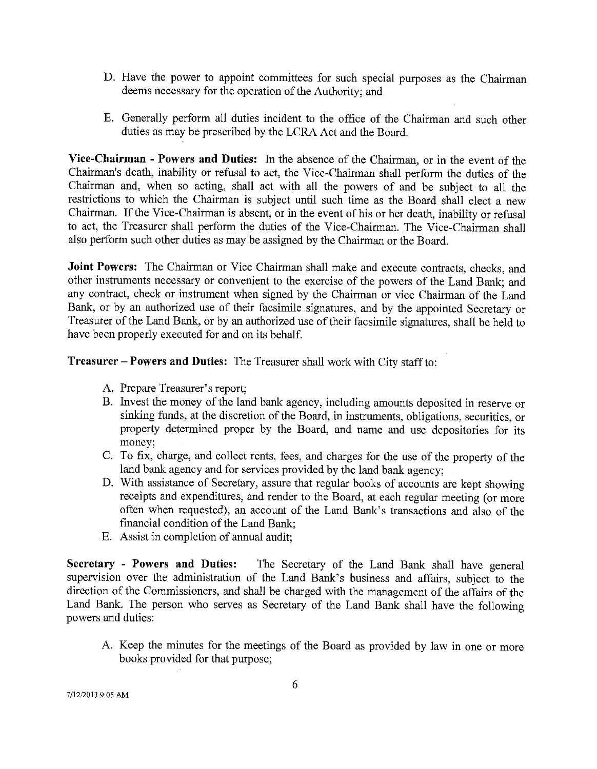D. Have the power to appoint committees for such special purposes as the Chairman deems necessary for the operation of the Authority; and

E. Generally perform all duties incident to the office of the Chairman and such other duties as may be prescribed by the LCRA Act and the Board.

**Vice-Chairman - Powers and Duties:** In the absence of the Chairman, or in the event of the Chairman's death, inability or refusal to act, the Vice-Chairman shall perform the duties of the Chairman and, when so acting, shall act with all the powers of and be subject to all the restrictions to which the Chairman is subject until such time as the Board shall elect a new Chairman. If the Vice-Chairman is absent, or in the event of his or her death, inability or refusal to act, the Treasurer shall perform the duties of the Vice-Chairman. The Vice-Chairman shall also perform such other duties as may be assigned by the Chairman or the Board.

**Joint Powers:** The Chairman or Vice Chairman shall make and execute contracts, checks, and other instruments necessary or convenient to the exercise of the powers of the Land Bank; and any contract, check or instrument when signed by the Chairman or vice Chairman of the Land Bank, or by an authorized use of their facsimile signatures, and by the appointed Secretary or Treasurer of the Land Bank, or by an authorized use of their facsimile signatures, shall be held to have been properly executed for and on its behalf.

**Treasurer – Powers and Duties:** The Treasurer shall work with City staff to:

A. Prepare Treasurer's report;
B. Invest the money of the land bank agency, including amounts deposited in reserve or sinking funds, at the discretion of the Board, in instruments, obligations, securities, or property determined proper by the Board, and name and use depositories for its money;
C. To fix, charge, and collect rents, fees, and charges for the use of the property of the land bank agency and for services provided by the land bank agency;
D. With assistance of Secretary, assure that regular books of accounts are kept showing receipts and expenditures, and render to the Board, at each regular meeting (or more often when requested), an account of the Land Bank's transactions and also of the financial condition of the Land Bank;
E. Assist in completion of annual audit;

**Secretary - Powers and Duties:** The Secretary of the Land Bank shall have general supervision over the administration of the Land Bank's business and affairs, subject to the direction of the Commissioners, and shall be charged with the management of the affairs of the Land Bank. The person who serves as Secretary of the Land Bank shall have the following powers and duties:

A. Keep the minutes for the meetings of the Board as provided by law in one or more books provided for that purpose;

7/12/2013 9:05 AM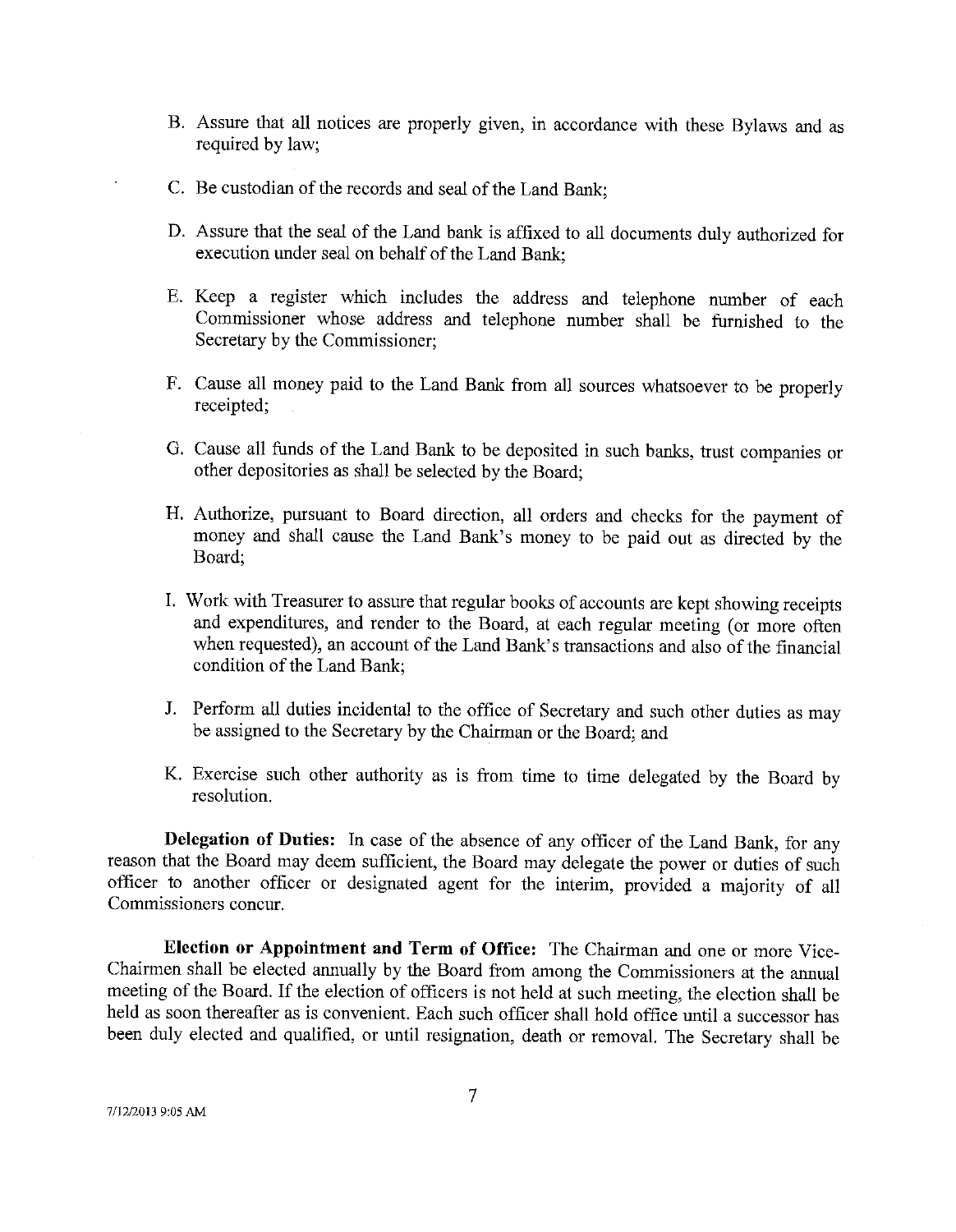B. Assure that all notices are properly given, in accordance with these Bylaws and as required by law;

C. Be custodian of the records and seal of the Land Bank;

D. Assure that the seal of the Land bank is affixed to all documents duly authorized for execution under seal on behalf of the Land Bank;

E. Keep a register which includes the address and telephone number of each Commissioner whose address and telephone number shall be furnished to the Secretary by the Commissioner;

F. Cause all money paid to the Land Bank from all sources whatsoever to be properly receipted;

G. Cause all funds of the Land Bank to be deposited in such banks, trust companies or other depositories as shall be selected by the Board;

H. Authorize, pursuant to Board direction, all orders and checks for the payment of money and shall cause the Land Bank's money to be paid out as directed by the Board;

I. Work with Treasurer to assure that regular books of accounts are kept showing receipts and expenditures, and render to the Board, at each regular meeting (or more often when requested), an account of the Land Bank's transactions and also of the financial condition of the Land Bank;

J. Perform all duties incidental to the office of Secretary and such other duties as may be assigned to the Secretary by the Chairman or the Board; and

K. Exercise such other authority as is from time to time delegated by the Board by resolution.

**Delegation of Duties:** In case of the absence of any officer of the Land Bank, for any reason that the Board may deem sufficient, the Board may delegate the power or duties of such officer to another officer or designated agent for the interim, provided a majority of all Commissioners concur.

**Election or Appointment and Term of Office:** The Chairman and one or more Vice-Chairmen shall be elected annually by the Board from among the Commissioners at the annual meeting of the Board. If the election of officers is not held at such meeting, the election shall be held as soon thereafter as is convenient. Each such officer shall hold office until a successor has been duly elected and qualified, or until resignation, death or removal. The Secretary shall be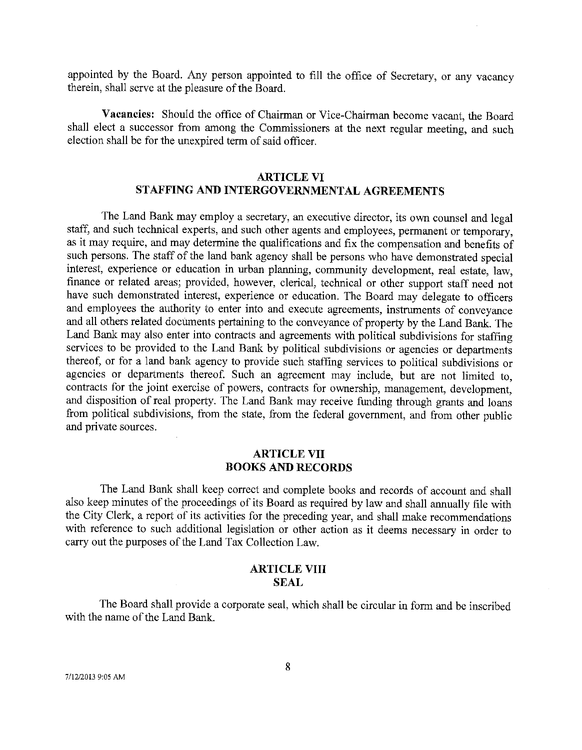appointed by the Board. Any person appointed to fill the office of Secretary, or any vacancy therein, shall serve at the pleasure of the Board.

**Vacancies:** Should the office of Chairman or Vice-Chairman become vacant, the Board shall elect a successor from among the Commissioners at the next regular meeting, and such election shall be for the unexpired term of said officer.

## ARTICLE VI
## STAFFING AND INTERGOVERNMENTAL AGREEMENTS

The Land Bank may employ a secretary, an executive director, its own counsel and legal staff, and such technical experts, and such other agents and employees, permanent or temporary, as it may require, and may determine the qualifications and fix the compensation and benefits of such persons. The staff of the land bank agency shall be persons who have demonstrated special interest, experience or education in urban planning, community development, real estate, law, finance or related areas; provided, however, clerical, technical or other support staff need not have such demonstrated interest, experience or education. The Board may delegate to officers and employees the authority to enter into and execute agreements, instruments of conveyance and all others related documents pertaining to the conveyance of property by the Land Bank. The Land Bank may also enter into contracts and agreements with political subdivisions for staffing services to be provided to the Land Bank by political subdivisions or agencies or departments thereof, or for a land bank agency to provide such staffing services to political subdivisions or agencies or departments thereof. Such an agreement may include, but are not limited to, contracts for the joint exercise of powers, contracts for ownership, management, development, and disposition of real property. The Land Bank may receive funding through grants and loans from political subdivisions, from the state, from the federal government, and from other public and private sources.

## ARTICLE VII
## BOOKS AND RECORDS

The Land Bank shall keep correct and complete books and records of account and shall also keep minutes of the proceedings of its Board as required by law and shall annually file with the City Clerk, a report of its activities for the preceding year, and shall make recommendations with reference to such additional legislation or other action as it deems necessary in order to carry out the purposes of the Land Tax Collection Law.

## ARTICLE VIII
## SEAL

The Board shall provide a corporate seal, which shall be circular in form and be inscribed with the name of the Land Bank.

7/12/2013 9:05 AM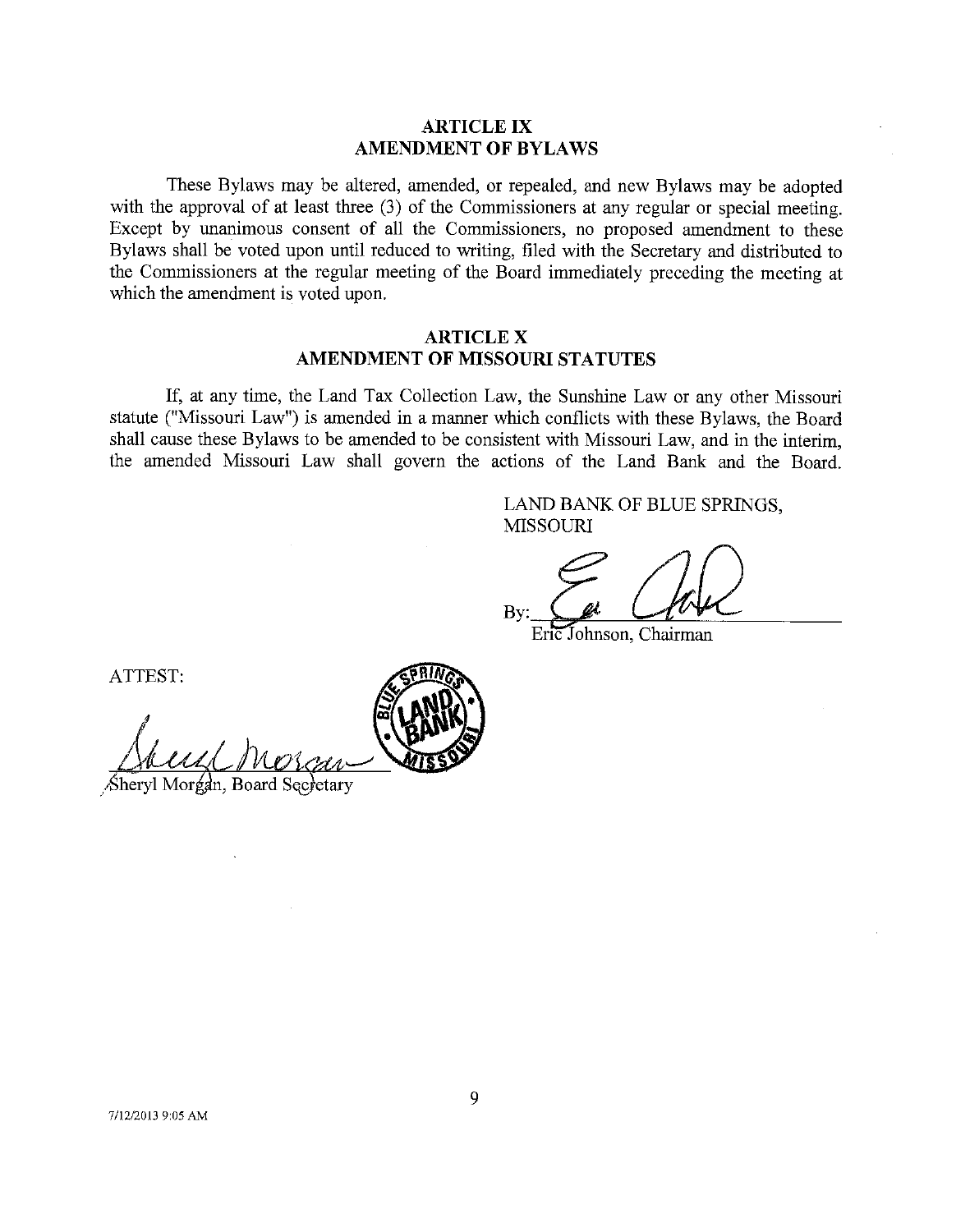## ARTICLE IX
## AMENDMENT OF BYLAWS

These Bylaws may be altered, amended, or repealed, and new Bylaws may be adopted with the approval of at least three (3) of the Commissioners at any regular or special meeting. Except by unanimous consent of all the Commissioners, no proposed amendment to these Bylaws shall be voted upon until reduced to writing, filed with the Secretary and distributed to the Commissioners at the regular meeting of the Board immediately preceding the meeting at which the amendment is voted upon.

## ARTICLE X
## AMENDMENT OF MISSOURI STATUTES

If, at any time, the Land Tax Collection Law, the Sunshine Law or any other Missouri statute ("Missouri Law") is amended in a manner which conflicts with these Bylaws, the Board shall cause these Bylaws to be amended to be consistent with Missouri Law, and in the interim, the amended Missouri Law shall govern the actions of the Land Bank and the Board.

LAND BANK OF BLUE SPRINGS, MISSOURI

By: ______________________

Eric Johnson, Chairman

ATTEST:

______________________

Sheryl Morgan, Board Secretary

7/12/2013 9:05 AM